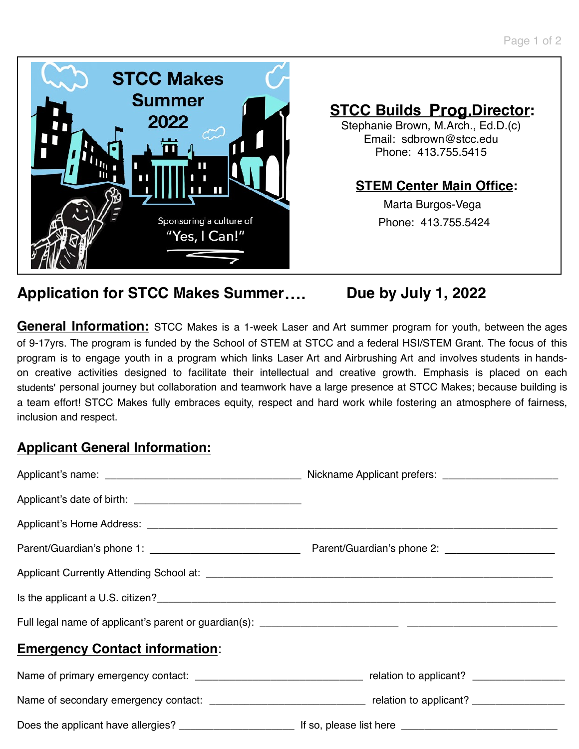STCC Makes Summer 2022

Sponsoring a culture of "Yes, I Can!"

**STCC Builds Prog.Director:**
Stephanie Brown, M.Arch., Ed.D.(c)
Email: sdbrown@stcc.edu
Phone: 413.755.5415

**STEM Center Main Office:**
Marta Burgos-Vega
Phone: 413.755.5424

## Application for STCC Makes Summer…. Due by July 1, 2022

**General Information:** STCC Makes is a 1-week Laser and Art summer program for youth, between the ages of 9-17yrs. The program is funded by the School of STEM at STCC and a federal HSI/STEM Grant. The focus of this program is to engage youth in a program which links Laser Art and Airbrushing Art and involves students in hands-on creative activities designed to facilitate their intellectual and creative growth. Emphasis is placed on each students' personal journey but collaboration and teamwork have a large presence at STCC Makes; because building is a team effort! STCC Makes fully embraces equity, respect and hard work while fostering an atmosphere of fairness, inclusion and respect.

### Applicant General Information:

Applicant's name: ______________________ Nickname Applicant prefers: ______________

Applicant's date of birth: ______________________

Applicant's Home Address: ____________________________________________

Parent/Guardian's phone 1: ____________________ Parent/Guardian's phone 2: ______________

Applicant Currently Attending School at: ____________________________________

Is the applicant a U.S. citizen?____________________________________________

Full legal name of applicant's parent or guardian(s): ______________ ______________

### Emergency Contact information:

Name of primary emergency contact: ____________________ relation to applicant? ____________

Name of secondary emergency contact: ____________________ relation to applicant? ____________

Does the applicant have allergies? ______________ If so, please list here ____________________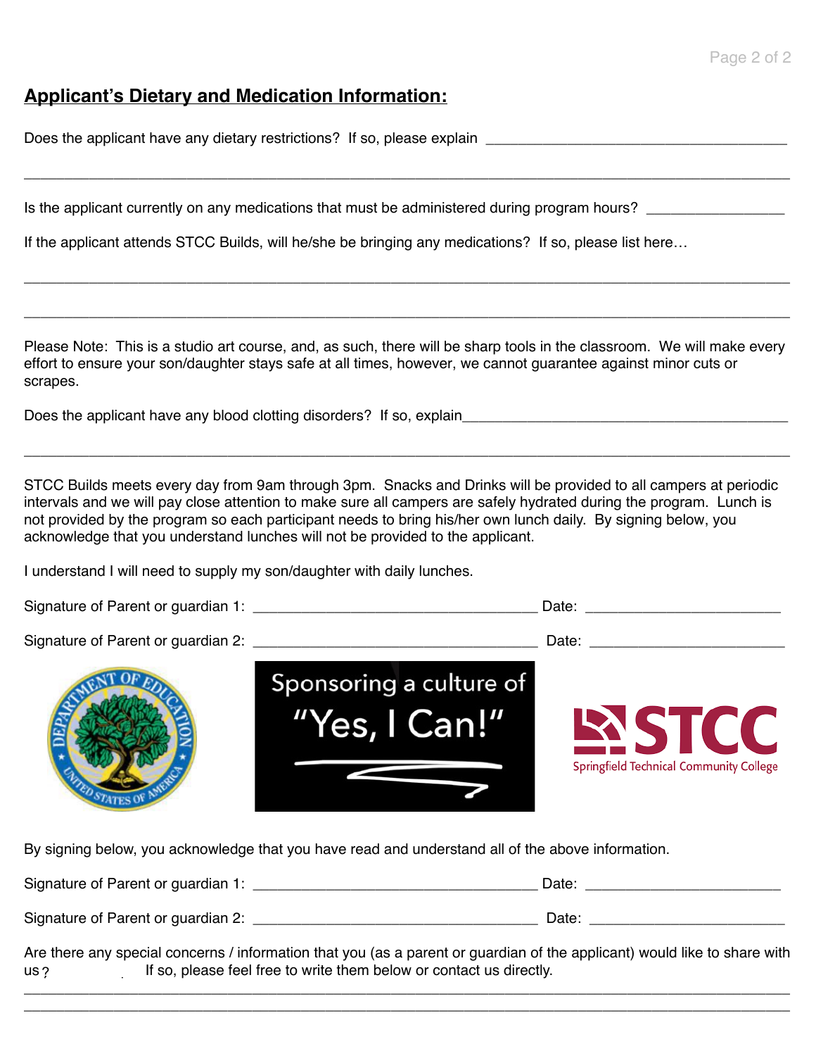## Applicant's Dietary and Medication Information:

Does the applicant have any dietary restrictions? If so, please explain ______________________________________

_____________________________________________________________________________________

Is the applicant currently on any medications that must be administered during program hours? _________________

If the applicant attends STCC Builds, will he/she be bringing any medications? If so, please list here…

_____________________________________________________________________________________

_____________________________________________________________________________________

Please Note: This is a studio art course, and, as such, there will be sharp tools in the classroom. We will make every effort to ensure your son/daughter stays safe at all times, however, we cannot guarantee against minor cuts or scrapes.

Does the applicant have any blood clotting disorders? If so, explain__________________________________________

_____________________________________________________________________________________

STCC Builds meets every day from 9am through 3pm. Snacks and Drinks will be provided to all campers at periodic intervals and we will pay close attention to make sure all campers are safely hydrated during the program. Lunch is not provided by the program so each participant needs to bring his/her own lunch daily. By signing below, you acknowledge that you understand lunches will not be provided to the applicant.

I understand I will need to supply my son/daughter with daily lunches.

Signature of Parent or guardian 1: ___________________________________ Date: ________________________

Signature of Parent or guardian 2: ___________________________________ Date: ________________________

Sponsoring a culture of "Yes, I Can!"

STCC Springfield Technical Community College

By signing below, you acknowledge that you have read and understand all of the above information.

Signature of Parent or guardian 1: ___________________________________ Date: ________________________

Signature of Parent or guardian 2: ___________________________________ Date: ________________________

Are there any special concerns / information that you (as a parent or guardian of the applicant) would like to share with us? If so, please feel free to write them below or contact us directly.

_____________________________________________________________________________________

_____________________________________________________________________________________